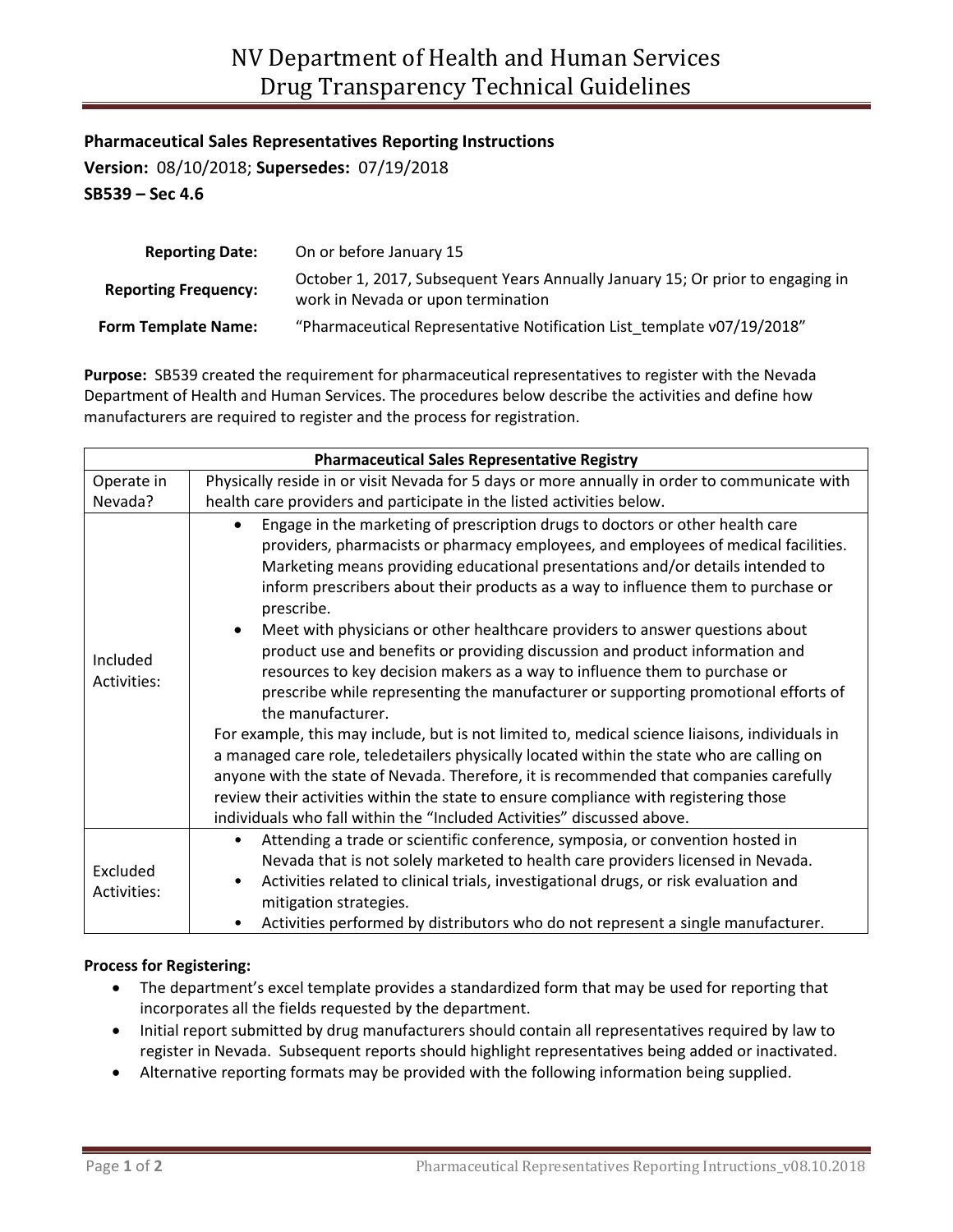# NV Department of Health and Human Services
# Drug Transparency Technical Guidelines

**Pharmaceutical Sales Representatives Reporting Instructions**

**Version:** 08/10/2018; **Supersedes:** 07/19/2018

**SB539 – Sec 4.6**

| | |
|---|---|
| **Reporting Date:** | On or before January 15 |
| **Reporting Frequency:** | October 1, 2017, Subsequent Years Annually January 15; Or prior to engaging in work in Nevada or upon termination |
| **Form Template Name:** | "Pharmaceutical Representative Notification List_template v07/19/2018" |

**Purpose:** SB539 created the requirement for pharmaceutical representatives to register with the Nevada Department of Health and Human Services. The procedures below describe the activities and define how manufacturers are required to register and the process for registration.

| **Pharmaceutical Sales Representative Registry** | |
|---|---|
| Operate in Nevada? | Physically reside in or visit Nevada for 5 days or more annually in order to communicate with health care providers and participate in the listed activities below. |
| Included Activities: | • Engage in the marketing of prescription drugs to doctors or other health care providers, pharmacists or pharmacy employees, and employees of medical facilities. Marketing means providing educational presentations and/or details intended to inform prescribers about their products as a way to influence them to purchase or prescribe.<br>• Meet with physicians or other healthcare providers to answer questions about product use and benefits or providing discussion and product information and resources to key decision makers as a way to influence them to purchase or prescribe while representing the manufacturer or supporting promotional efforts of the manufacturer.<br>For example, this may include, but is not limited to, medical science liaisons, individuals in a managed care role, teledetailers physically located within the state who are calling on anyone with the state of Nevada. Therefore, it is recommended that companies carefully review their activities within the state to ensure compliance with registering those individuals who fall within the "Included Activities" discussed above. |
| Excluded Activities: | • Attending a trade or scientific conference, symposia, or convention hosted in Nevada that is not solely marketed to health care providers licensed in Nevada.<br>• Activities related to clinical trials, investigational drugs, or risk evaluation and mitigation strategies.<br>• Activities performed by distributors who do not represent a single manufacturer. |

**Process for Registering:**

- The department's excel template provides a standardized form that may be used for reporting that incorporates all the fields requested by the department.
- Initial report submitted by drug manufacturers should contain all representatives required by law to register in Nevada. Subsequent reports should highlight representatives being added or inactivated.
- Alternative reporting formats may be provided with the following information being supplied.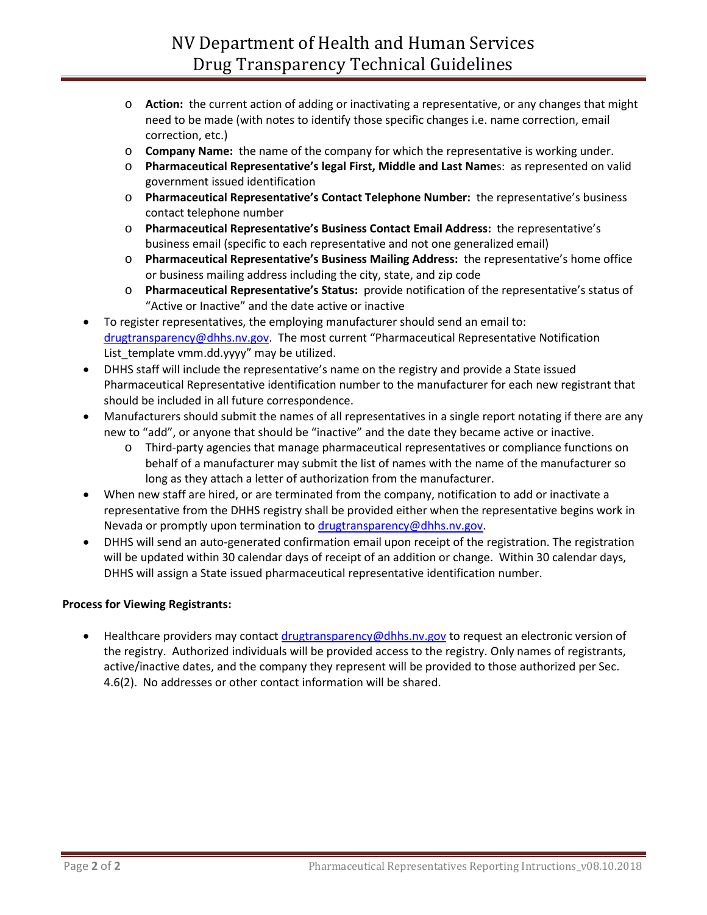- **Action:** the current action of adding or inactivating a representative, or any changes that might need to be made (with notes to identify those specific changes i.e. name correction, email correction, etc.)
  - **Company Name:** the name of the company for which the representative is working under.
  - **Pharmaceutical Representative's legal First, Middle and Last Names:** as represented on valid government issued identification
  - **Pharmaceutical Representative's Contact Telephone Number:** the representative's business contact telephone number
  - **Pharmaceutical Representative's Business Contact Email Address:** the representative's business email (specific to each representative and not one generalized email)
  - **Pharmaceutical Representative's Business Mailing Address:** the representative's home office or business mailing address including the city, state, and zip code
  - **Pharmaceutical Representative's Status:** provide notification of the representative's status of "Active or Inactive" and the date active or inactive
- To register representatives, the employing manufacturer should send an email to: drugtransparency@dhhs.nv.gov. The most current "Pharmaceutical Representative Notification List_template vmm.dd.yyyy" may be utilized.
- DHHS staff will include the representative's name on the registry and provide a State issued Pharmaceutical Representative identification number to the manufacturer for each new registrant that should be included in all future correspondence.
- Manufacturers should submit the names of all representatives in a single report notating if there are any new to "add", or anyone that should be "inactive" and the date they became active or inactive.
  - Third-party agencies that manage pharmaceutical representatives or compliance functions on behalf of a manufacturer may submit the list of names with the name of the manufacturer so long as they attach a letter of authorization from the manufacturer.
- When new staff are hired, or are terminated from the company, notification to add or inactivate a representative from the DHHS registry shall be provided either when the representative begins work in Nevada or promptly upon termination to drugtransparency@dhhs.nv.gov.
- DHHS will send an auto-generated confirmation email upon receipt of the registration. The registration will be updated within 30 calendar days of receipt of an addition or change. Within 30 calendar days, DHHS will assign a State issued pharmaceutical representative identification number.

**Process for Viewing Registrants:**

- Healthcare providers may contact drugtransparency@dhhs.nv.gov to request an electronic version of the registry. Authorized individuals will be provided access to the registry. Only names of registrants, active/inactive dates, and the company they represent will be provided to those authorized per Sec. 4.6(2). No addresses or other contact information will be shared.